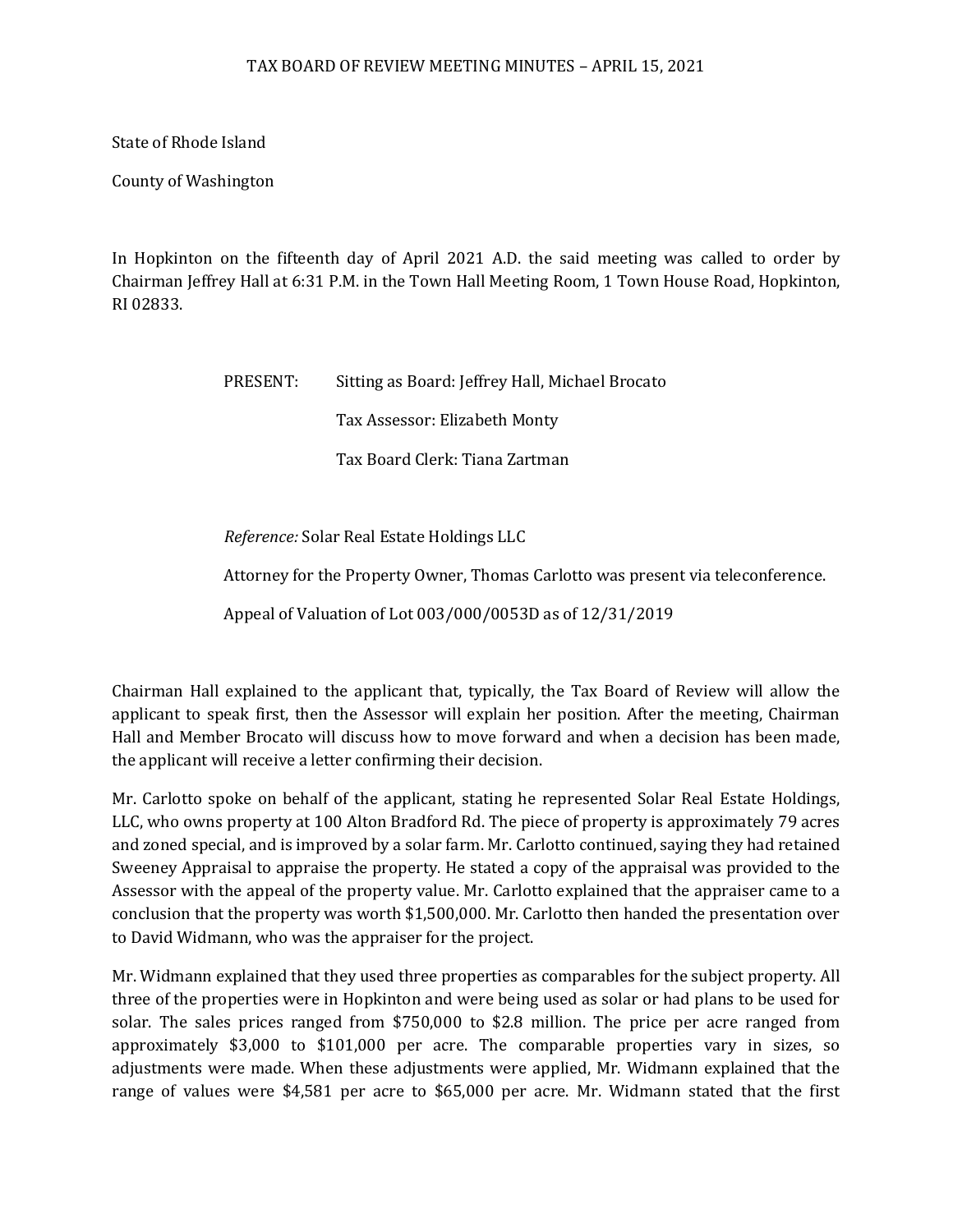# TAX BOARD OF REVIEW MEETING MINUTES – APRIL 15, 2021

State of Rhode Island

County of Washington

In Hopkinton on the fifteenth day of April 2021 A.D. the said meeting was called to order by Chairman Jeffrey Hall at 6:31 P.M. in the Town Hall Meeting Room, 1 Town House Road, Hopkinton, RI 02833.

PRESENT: Sitting as Board: Jeffrey Hall, Michael Brocato

Tax Assessor: Elizabeth Monty

Tax Board Clerk: Tiana Zartman

*Reference:* Solar Real Estate Holdings LLC

Attorney for the Property Owner, Thomas Carlotto was present via teleconference.

Appeal of Valuation of Lot 003/000/0053D as of 12/31/2019

Chairman Hall explained to the applicant that, typically, the Tax Board of Review will allow the applicant to speak first, then the Assessor will explain her position. After the meeting, Chairman Hall and Member Brocato will discuss how to move forward and when a decision has been made, the applicant will receive a letter confirming their decision.

Mr. Carlotto spoke on behalf of the applicant, stating he represented Solar Real Estate Holdings, LLC, who owns property at 100 Alton Bradford Rd. The piece of property is approximately 79 acres and zoned special, and is improved by a solar farm. Mr. Carlotto continued, saying they had retained Sweeney Appraisal to appraise the property. He stated a copy of the appraisal was provided to the Assessor with the appeal of the property value. Mr. Carlotto explained that the appraiser came to a conclusion that the property was worth $1,500,000. Mr. Carlotto then handed the presentation over to David Widmann, who was the appraiser for the project.

Mr. Widmann explained that they used three properties as comparables for the subject property. All three of the properties were in Hopkinton and were being used as solar or had plans to be used for solar. The sales prices ranged from $750,000 to $2.8 million. The price per acre ranged from approximately $3,000 to $101,000 per acre. The comparable properties vary in sizes, so adjustments were made. When these adjustments were applied, Mr. Widmann explained that the range of values were $4,581 per acre to $65,000 per acre. Mr. Widmann stated that the first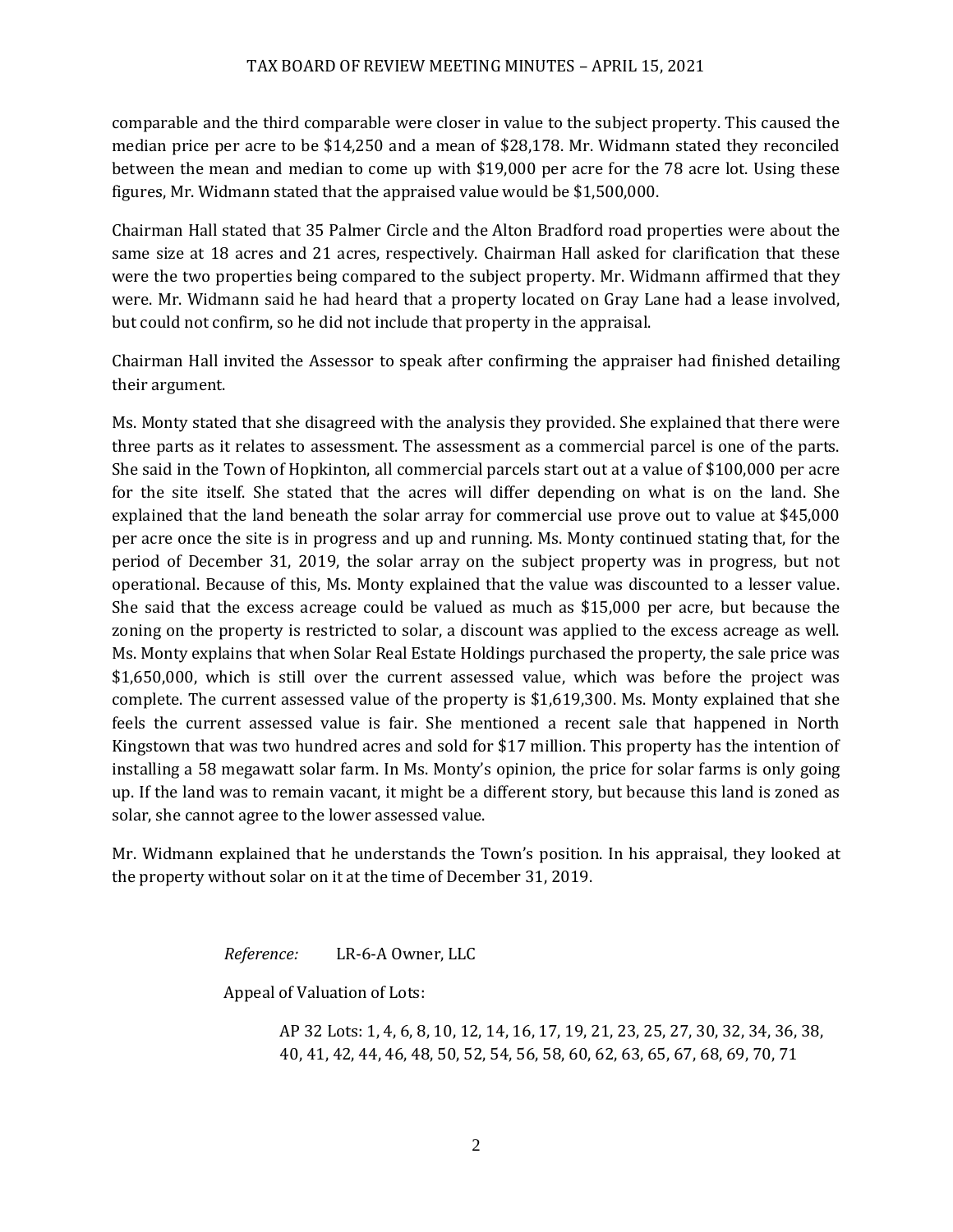comparable and the third comparable were closer in value to the subject property. This caused the median price per acre to be $14,250 and a mean of $28,178. Mr. Widmann stated they reconciled between the mean and median to come up with $19,000 per acre for the 78 acre lot. Using these figures, Mr. Widmann stated that the appraised value would be $1,500,000.

Chairman Hall stated that 35 Palmer Circle and the Alton Bradford road properties were about the same size at 18 acres and 21 acres, respectively. Chairman Hall asked for clarification that these were the two properties being compared to the subject property. Mr. Widmann affirmed that they were. Mr. Widmann said he had heard that a property located on Gray Lane had a lease involved, but could not confirm, so he did not include that property in the appraisal.

Chairman Hall invited the Assessor to speak after confirming the appraiser had finished detailing their argument.

Ms. Monty stated that she disagreed with the analysis they provided. She explained that there were three parts as it relates to assessment. The assessment as a commercial parcel is one of the parts. She said in the Town of Hopkinton, all commercial parcels start out at a value of $100,000 per acre for the site itself. She stated that the acres will differ depending on what is on the land. She explained that the land beneath the solar array for commercial use prove out to value at $45,000 per acre once the site is in progress and up and running. Ms. Monty continued stating that, for the period of December 31, 2019, the solar array on the subject property was in progress, but not operational. Because of this, Ms. Monty explained that the value was discounted to a lesser value. She said that the excess acreage could be valued as much as $15,000 per acre, but because the zoning on the property is restricted to solar, a discount was applied to the excess acreage as well. Ms. Monty explains that when Solar Real Estate Holdings purchased the property, the sale price was $1,650,000, which is still over the current assessed value, which was before the project was complete. The current assessed value of the property is $1,619,300. Ms. Monty explained that she feels the current assessed value is fair. She mentioned a recent sale that happened in North Kingstown that was two hundred acres and sold for $17 million. This property has the intention of installing a 58 megawatt solar farm. In Ms. Monty's opinion, the price for solar farms is only going up. If the land was to remain vacant, it might be a different story, but because this land is zoned as solar, she cannot agree to the lower assessed value.

Mr. Widmann explained that he understands the Town's position. In his appraisal, they looked at the property without solar on it at the time of December 31, 2019.

*Reference:* LR-6-A Owner, LLC

Appeal of Valuation of Lots:

AP 32 Lots: 1, 4, 6, 8, 10, 12, 14, 16, 17, 19, 21, 23, 25, 27, 30, 32, 34, 36, 38, 40, 41, 42, 44, 46, 48, 50, 52, 54, 56, 58, 60, 62, 63, 65, 67, 68, 69, 70, 71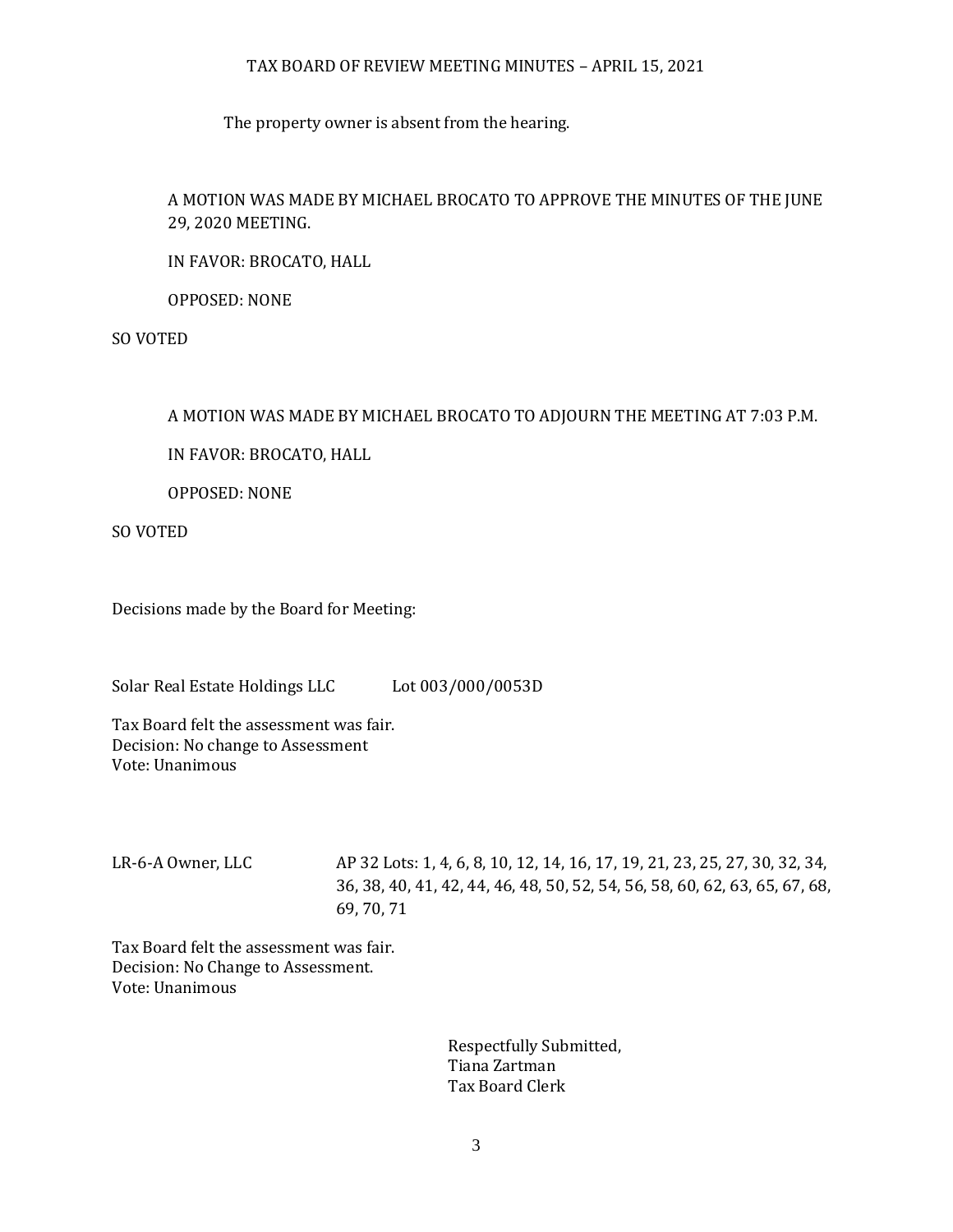The property owner is absent from the hearing.

A MOTION WAS MADE BY MICHAEL BROCATO TO APPROVE THE MINUTES OF THE JUNE 29, 2020 MEETING.

IN FAVOR: BROCATO, HALL

OPPOSED: NONE

SO VOTED

A MOTION WAS MADE BY MICHAEL BROCATO TO ADJOURN THE MEETING AT 7:03 P.M.

IN FAVOR: BROCATO, HALL

OPPOSED: NONE

SO VOTED

Decisions made by the Board for Meeting:

Solar Real Estate Holdings LLC    Lot 003/000/0053D

Tax Board felt the assessment was fair.
Decision: No change to Assessment
Vote: Unanimous

LR-6-A Owner, LLC    AP 32 Lots: 1, 4, 6, 8, 10, 12, 14, 16, 17, 19, 21, 23, 25, 27, 30, 32, 34, 36, 38, 40, 41, 42, 44, 46, 48, 50, 52, 54, 56, 58, 60, 62, 63, 65, 67, 68, 69, 70, 71

Tax Board felt the assessment was fair.
Decision: No Change to Assessment.
Vote: Unanimous

Respectfully Submitted,
Tiana Zartman
Tax Board Clerk